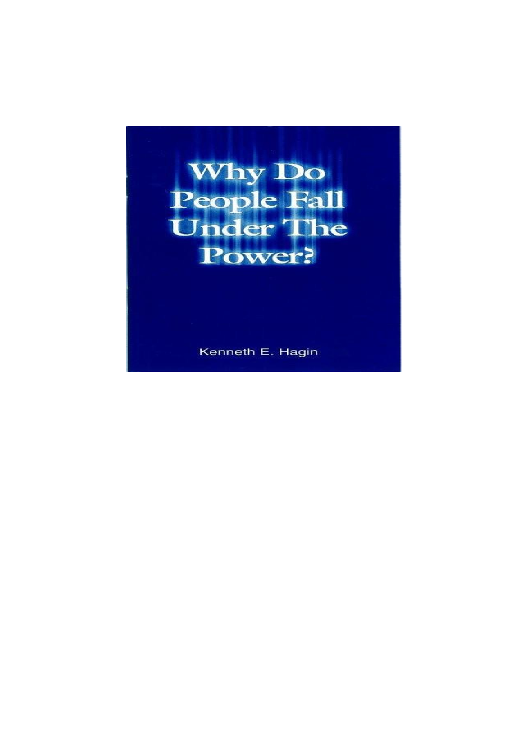# Why Do People Fall Under The Power?

Kenneth E. Hagin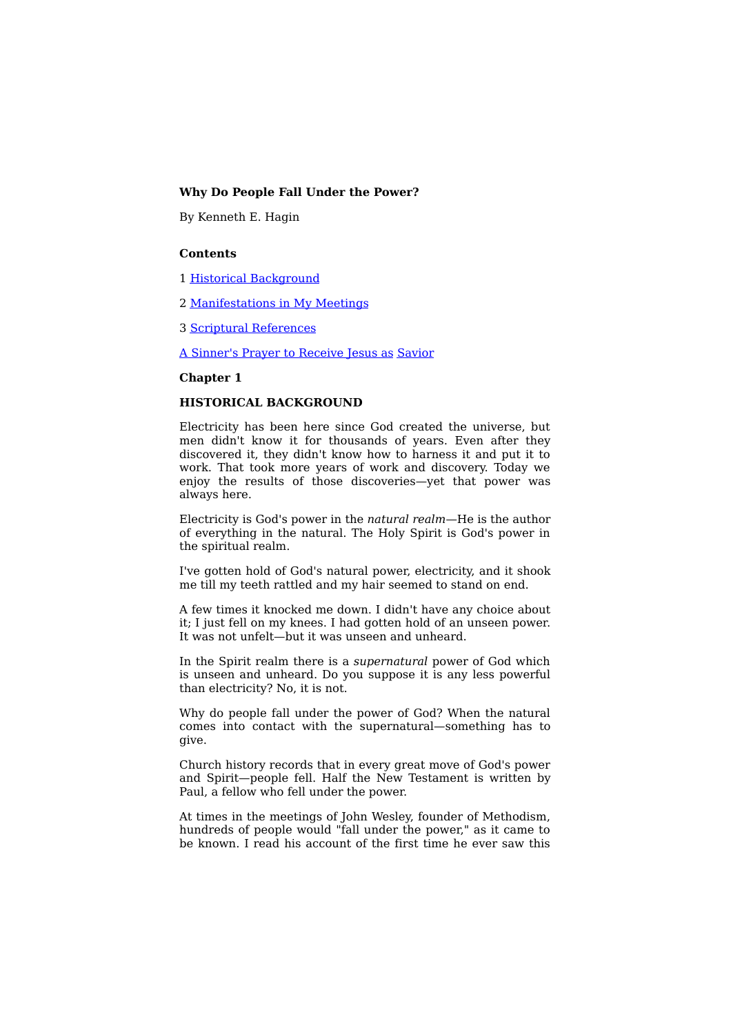**Why Do People Fall Under the Power?**

By Kenneth E. Hagin

**Contents**

1 [Historical Background]

2 [Manifestations in My Meetings]

3 [Scriptural References]

[A Sinner's Prayer to Receive Jesus as Savior]

**Chapter 1**

**HISTORICAL BACKGROUND**

Electricity has been here since God created the universe, but men didn't know it for thousands of years. Even after they discovered it, they didn't know how to harness it and put it to work. That took more years of work and discovery. Today we enjoy the results of those discoveries—yet that power was always here.

Electricity is God's power in the *natural realm*—He is the author of everything in the natural. The Holy Spirit is God's power in the spiritual realm.

I've gotten hold of God's natural power, electricity, and it shook me till my teeth rattled and my hair seemed to stand on end.

A few times it knocked me down. I didn't have any choice about it; I just fell on my knees. I had gotten hold of an unseen power. It was not unfelt—but it was unseen and unheard.

In the Spirit realm there is a *supernatural* power of God which is unseen and unheard. Do you suppose it is any less powerful than electricity? No, it is not.

Why do people fall under the power of God? When the natural comes into contact with the supernatural—something has to give.

Church history records that in every great move of God's power and Spirit—people fell. Half the New Testament is written by Paul, a fellow who fell under the power.

At times in the meetings of John Wesley, founder of Methodism, hundreds of people would "fall under the power," as it came to be known. I read his account of the first time he ever saw this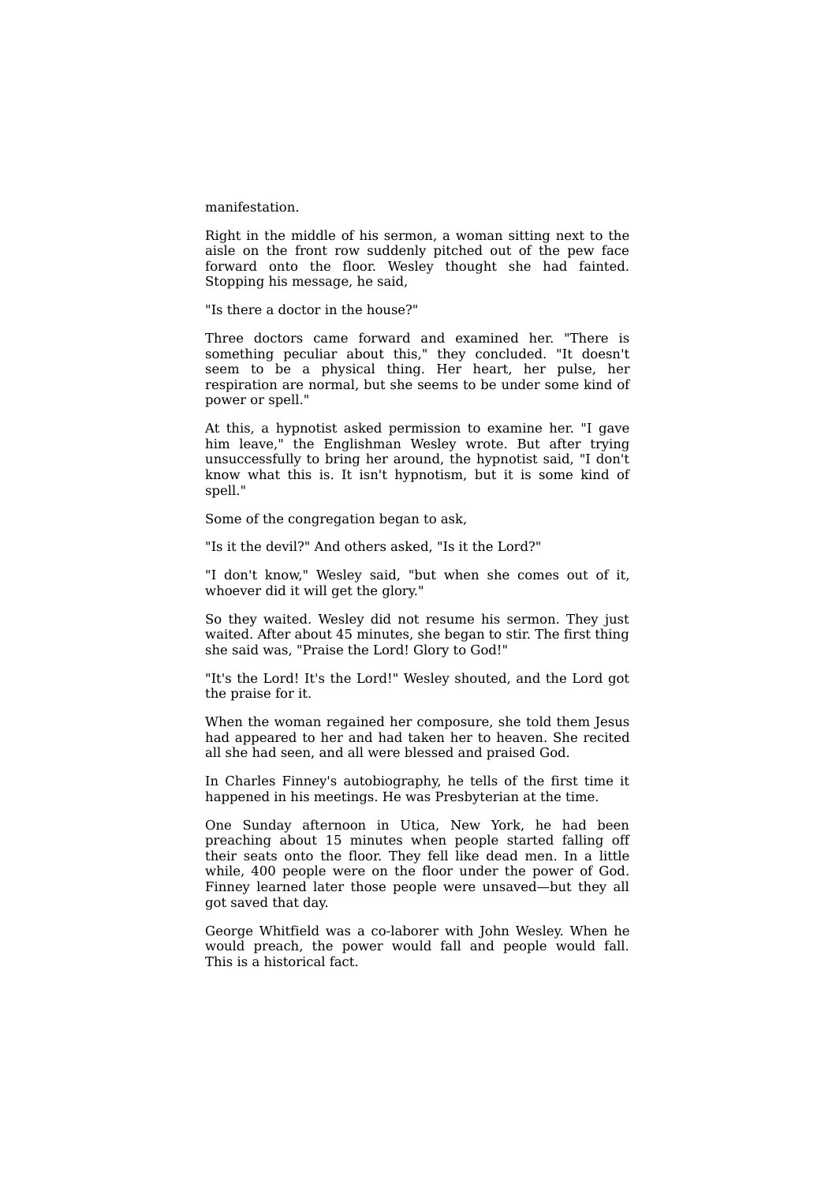manifestation.

Right in the middle of his sermon, a woman sitting next to the aisle on the front row suddenly pitched out of the pew face forward onto the floor. Wesley thought she had fainted. Stopping his message, he said,

"Is there a doctor in the house?"

Three doctors came forward and examined her. "There is something peculiar about this," they concluded. "It doesn't seem to be a physical thing. Her heart, her pulse, her respiration are normal, but she seems to be under some kind of power or spell."

At this, a hypnotist asked permission to examine her. "I gave him leave," the Englishman Wesley wrote. But after trying unsuccessfully to bring her around, the hypnotist said, "I don't know what this is. It isn't hypnotism, but it is some kind of spell."

Some of the congregation began to ask,

"Is it the devil?" And others asked, "Is it the Lord?"

"I don't know," Wesley said, "but when she comes out of it, whoever did it will get the glory."

So they waited. Wesley did not resume his sermon. They just waited. After about 45 minutes, she began to stir. The first thing she said was, "Praise the Lord! Glory to God!"

"It's the Lord! It's the Lord!" Wesley shouted, and the Lord got the praise for it.

When the woman regained her composure, she told them Jesus had appeared to her and had taken her to heaven. She recited all she had seen, and all were blessed and praised God.

In Charles Finney's autobiography, he tells of the first time it happened in his meetings. He was Presbyterian at the time.

One Sunday afternoon in Utica, New York, he had been preaching about 15 minutes when people started falling off their seats onto the floor. They fell like dead men. In a little while, 400 people were on the floor under the power of God. Finney learned later those people were unsaved—but they all got saved that day.

George Whitfield was a co-laborer with John Wesley. When he would preach, the power would fall and people would fall. This is a historical fact.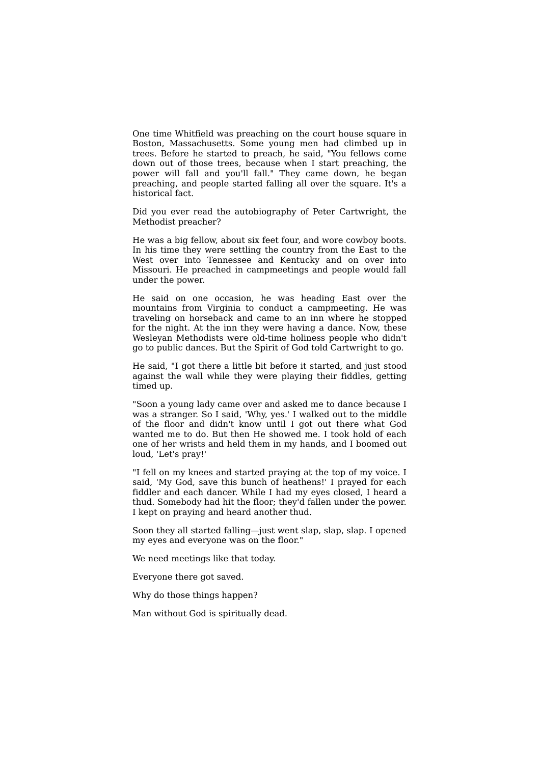One time Whitfield was preaching on the court house square in Boston, Massachusetts. Some young men had climbed up in trees. Before he started to preach, he said, "You fellows come down out of those trees, because when I start preaching, the power will fall and you'll fall." They came down, he began preaching, and people started falling all over the square. It's a historical fact.

Did you ever read the autobiography of Peter Cartwright, the Methodist preacher?

He was a big fellow, about six feet four, and wore cowboy boots. In his time they were settling the country from the East to the West over into Tennessee and Kentucky and on over into Missouri. He preached in campmeetings and people would fall under the power.

He said on one occasion, he was heading East over the mountains from Virginia to conduct a campmeeting. He was traveling on horseback and came to an inn where he stopped for the night. At the inn they were having a dance. Now, these Wesleyan Methodists were old-time holiness people who didn't go to public dances. But the Spirit of God told Cartwright to go.

He said, "I got there a little bit before it started, and just stood against the wall while they were playing their fiddles, getting timed up.

"Soon a young lady came over and asked me to dance because I was a stranger. So I said, 'Why, yes.' I walked out to the middle of the floor and didn't know until I got out there what God wanted me to do. But then He showed me. I took hold of each one of her wrists and held them in my hands, and I boomed out loud, 'Let's pray!'

"I fell on my knees and started praying at the top of my voice. I said, 'My God, save this bunch of heathens!' I prayed for each fiddler and each dancer. While I had my eyes closed, I heard a thud. Somebody had hit the floor; they'd fallen under the power. I kept on praying and heard another thud.

Soon they all started falling—just went slap, slap, slap. I opened my eyes and everyone was on the floor."

We need meetings like that today.

Everyone there got saved.

Why do those things happen?

Man without God is spiritually dead.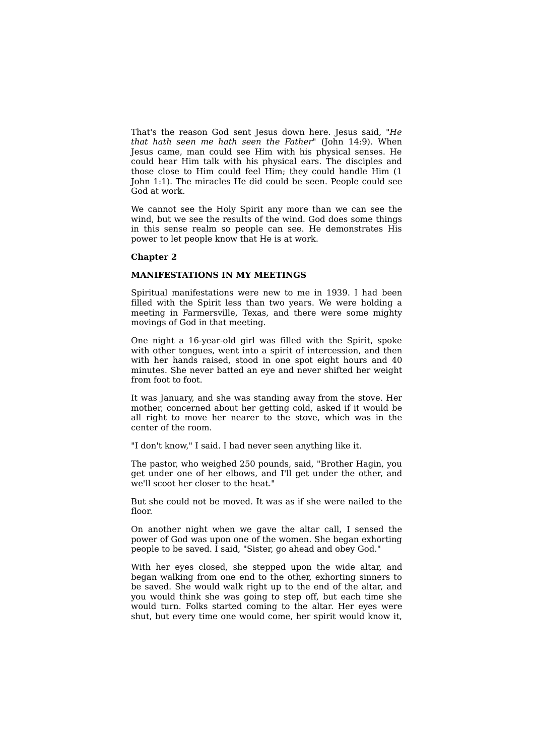That's the reason God sent Jesus down here. Jesus said, "*He that hath seen me hath seen the Father*" (John 14:9). When Jesus came, man could see Him with his physical senses. He could hear Him talk with his physical ears. The disciples and those close to Him could feel Him; they could handle Him (1 John 1:1). The miracles He did could be seen. People could see God at work.

We cannot see the Holy Spirit any more than we can see the wind, but we see the results of the wind. God does some things in this sense realm so people can see. He demonstrates His power to let people know that He is at work.

## Chapter 2

### MANIFESTATIONS IN MY MEETINGS

Spiritual manifestations were new to me in 1939. I had been filled with the Spirit less than two years. We were holding a meeting in Farmersville, Texas, and there were some mighty movings of God in that meeting.

One night a 16-year-old girl was filled with the Spirit, spoke with other tongues, went into a spirit of intercession, and then with her hands raised, stood in one spot eight hours and 40 minutes. She never batted an eye and never shifted her weight from foot to foot.

It was January, and she was standing away from the stove. Her mother, concerned about her getting cold, asked if it would be all right to move her nearer to the stove, which was in the center of the room.

"I don't know," I said. I had never seen anything like it.

The pastor, who weighed 250 pounds, said, "Brother Hagin, you get under one of her elbows, and I'll get under the other, and we'll scoot her closer to the heat."

But she could not be moved. It was as if she were nailed to the floor.

On another night when we gave the altar call, I sensed the power of God was upon one of the women. She began exhorting people to be saved. I said, "Sister, go ahead and obey God."

With her eyes closed, she stepped upon the wide altar, and began walking from one end to the other, exhorting sinners to be saved. She would walk right up to the end of the altar, and you would think she was going to step off, but each time she would turn. Folks started coming to the altar. Her eyes were shut, but every time one would come, her spirit would know it,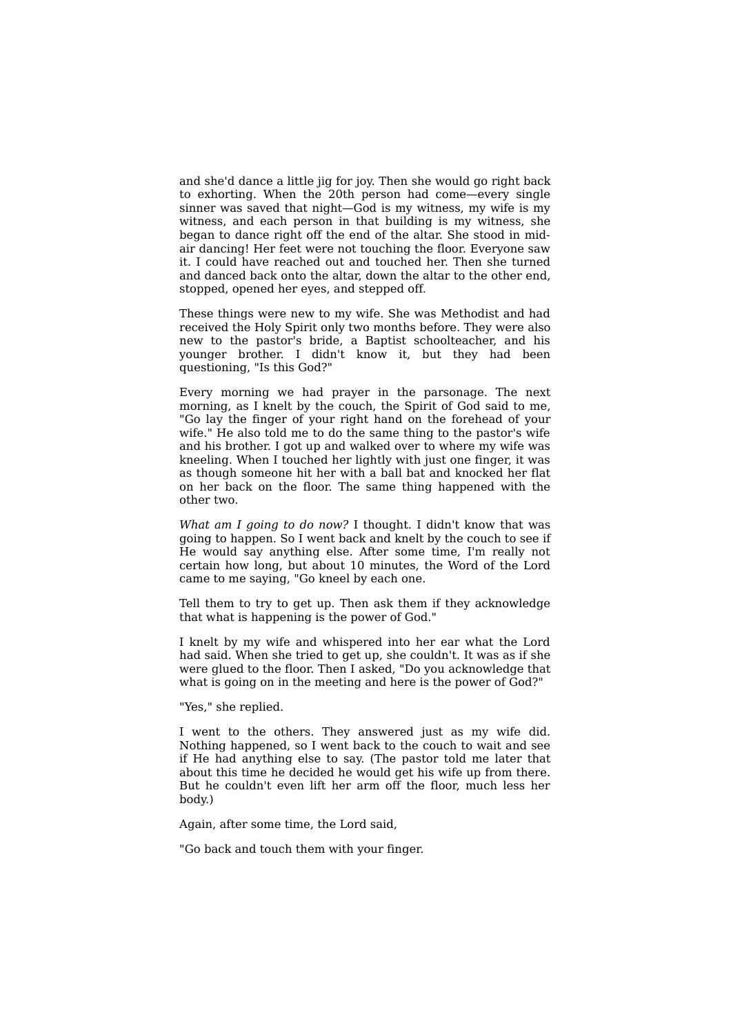and she'd dance a little jig for joy. Then she would go right back to exhorting. When the 20th person had come—every single sinner was saved that night—God is my witness, my wife is my witness, and each person in that building is my witness, she began to dance right off the end of the altar. She stood in mid-air dancing! Her feet were not touching the floor. Everyone saw it. I could have reached out and touched her. Then she turned and danced back onto the altar, down the altar to the other end, stopped, opened her eyes, and stepped off.

These things were new to my wife. She was Methodist and had received the Holy Spirit only two months before. They were also new to the pastor's bride, a Baptist schoolteacher, and his younger brother. I didn't know it, but they had been questioning, "Is this God?"

Every morning we had prayer in the parsonage. The next morning, as I knelt by the couch, the Spirit of God said to me, "Go lay the finger of your right hand on the forehead of your wife." He also told me to do the same thing to the pastor's wife and his brother. I got up and walked over to where my wife was kneeling. When I touched her lightly with just one finger, it was as though someone hit her with a ball bat and knocked her flat on her back on the floor. The same thing happened with the other two.

*What am I going to do now?* I thought. I didn't know that was going to happen. So I went back and knelt by the couch to see if He would say anything else. After some time, I'm really not certain how long, but about 10 minutes, the Word of the Lord came to me saying, "Go kneel by each one.

Tell them to try to get up. Then ask them if they acknowledge that what is happening is the power of God."

I knelt by my wife and whispered into her ear what the Lord had said. When she tried to get up, she couldn't. It was as if she were glued to the floor. Then I asked, "Do you acknowledge that what is going on in the meeting and here is the power of God?"

"Yes," she replied.

I went to the others. They answered just as my wife did. Nothing happened, so I went back to the couch to wait and see if He had anything else to say. (The pastor told me later that about this time he decided he would get his wife up from there. But he couldn't even lift her arm off the floor, much less her body.)

Again, after some time, the Lord said,

"Go back and touch them with your finger.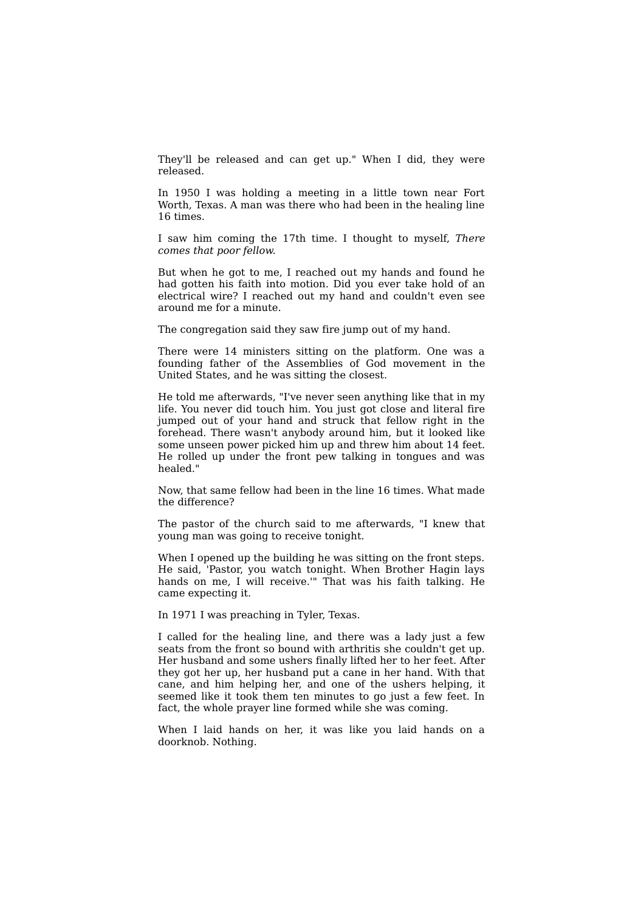They'll be released and can get up." When I did, they were released.

In 1950 I was holding a meeting in a little town near Fort Worth, Texas. A man was there who had been in the healing line 16 times.

I saw him coming the 17th time. I thought to myself, *There comes that poor fellow.*

But when he got to me, I reached out my hands and found he had gotten his faith into motion. Did you ever take hold of an electrical wire? I reached out my hand and couldn't even see around me for a minute.

The congregation said they saw fire jump out of my hand.

There were 14 ministers sitting on the platform. One was a founding father of the Assemblies of God movement in the United States, and he was sitting the closest.

He told me afterwards, "I've never seen anything like that in my life. You never did touch him. You just got close and literal fire jumped out of your hand and struck that fellow right in the forehead. There wasn't anybody around him, but it looked like some unseen power picked him up and threw him about 14 feet. He rolled up under the front pew talking in tongues and was healed."

Now, that same fellow had been in the line 16 times. What made the difference?

The pastor of the church said to me afterwards, "I knew that young man was going to receive tonight.

When I opened up the building he was sitting on the front steps. He said, 'Pastor, you watch tonight. When Brother Hagin lays hands on me, I will receive.'" That was his faith talking. He came expecting it.

In 1971 I was preaching in Tyler, Texas.

I called for the healing line, and there was a lady just a few seats from the front so bound with arthritis she couldn't get up. Her husband and some ushers finally lifted her to her feet. After they got her up, her husband put a cane in her hand. With that cane, and him helping her, and one of the ushers helping, it seemed like it took them ten minutes to go just a few feet. In fact, the whole prayer line formed while she was coming.

When I laid hands on her, it was like you laid hands on a doorknob. Nothing.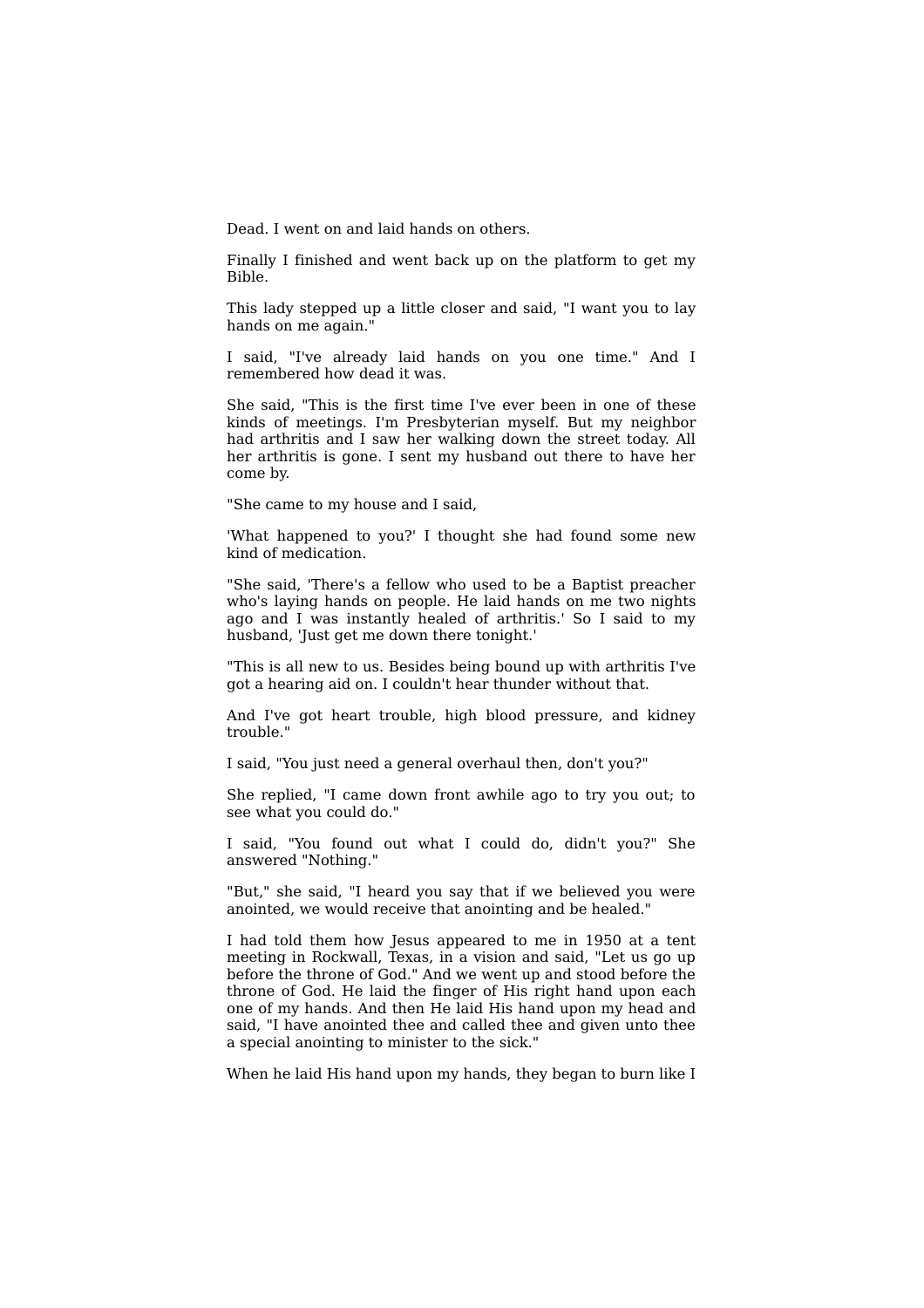Dead. I went on and laid hands on others.

Finally I finished and went back up on the platform to get my Bible.

This lady stepped up a little closer and said, "I want you to lay hands on me again."

I said, "I've already laid hands on you one time." And I remembered how dead it was.

She said, "This is the first time I've ever been in one of these kinds of meetings. I'm Presbyterian myself. But my neighbor had arthritis and I saw her walking down the street today. All her arthritis is gone. I sent my husband out there to have her come by.

"She came to my house and I said,

'What happened to you?' I thought she had found some new kind of medication.

"She said, 'There's a fellow who used to be a Baptist preacher who's laying hands on people. He laid hands on me two nights ago and I was instantly healed of arthritis.' So I said to my husband, 'Just get me down there tonight.'

"This is all new to us. Besides being bound up with arthritis I've got a hearing aid on. I couldn't hear thunder without that.

And I've got heart trouble, high blood pressure, and kidney trouble."

I said, "You just need a general overhaul then, don't you?"

She replied, "I came down front awhile ago to try you out; to see what you could do."

I said, "You found out what I could do, didn't you?" She answered "Nothing."

"But," she said, "I heard you say that if we believed you were anointed, we would receive that anointing and be healed."

I had told them how Jesus appeared to me in 1950 at a tent meeting in Rockwall, Texas, in a vision and said, "Let us go up before the throne of God." And we went up and stood before the throne of God. He laid the finger of His right hand upon each one of my hands. And then He laid His hand upon my head and said, "I have anointed thee and called thee and given unto thee a special anointing to minister to the sick."

When he laid His hand upon my hands, they began to burn like I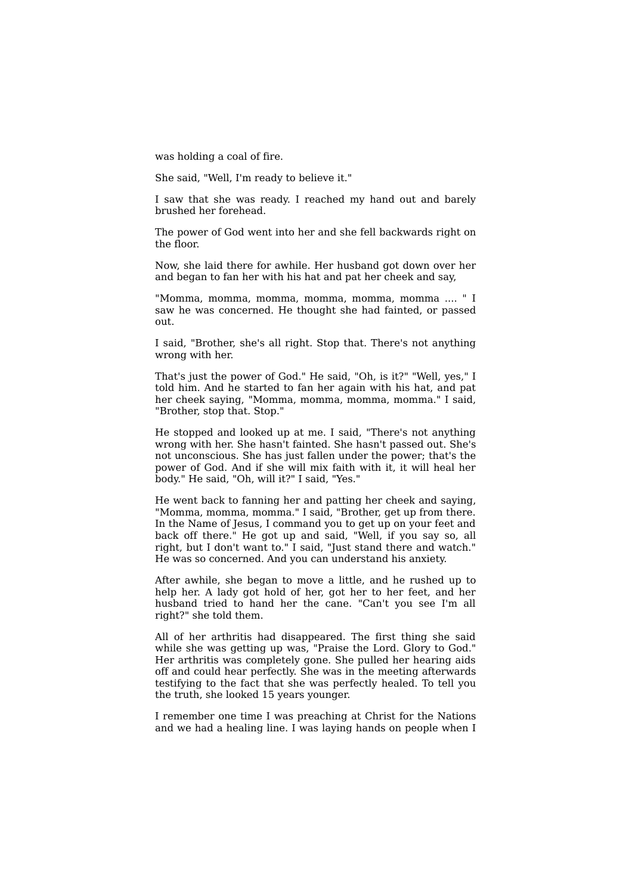was holding a coal of fire.

She said, "Well, I'm ready to believe it."

I saw that she was ready. I reached my hand out and barely brushed her forehead.

The power of God went into her and she fell backwards right on the floor.

Now, she laid there for awhile. Her husband got down over her and began to fan her with his hat and pat her cheek and say,

"Momma, momma, momma, momma, momma, momma .... " I saw he was concerned. He thought she had fainted, or passed out.

I said, "Brother, she's all right. Stop that. There's not anything wrong with her.

That's just the power of God." He said, "Oh, is it?" "Well, yes," I told him. And he started to fan her again with his hat, and pat her cheek saying, "Momma, momma, momma, momma." I said, "Brother, stop that. Stop."

He stopped and looked up at me. I said, "There's not anything wrong with her. She hasn't fainted. She hasn't passed out. She's not unconscious. She has just fallen under the power; that's the power of God. And if she will mix faith with it, it will heal her body." He said, "Oh, will it?" I said, "Yes."

He went back to fanning her and patting her cheek and saying, "Momma, momma, momma." I said, "Brother, get up from there. In the Name of Jesus, I command you to get up on your feet and back off there." He got up and said, "Well, if you say so, all right, but I don't want to." I said, "Just stand there and watch." He was so concerned. And you can understand his anxiety.

After awhile, she began to move a little, and he rushed up to help her. A lady got hold of her, got her to her feet, and her husband tried to hand her the cane. "Can't you see I'm all right?" she told them.

All of her arthritis had disappeared. The first thing she said while she was getting up was, "Praise the Lord. Glory to God." Her arthritis was completely gone. She pulled her hearing aids off and could hear perfectly. She was in the meeting afterwards testifying to the fact that she was perfectly healed. To tell you the truth, she looked 15 years younger.

I remember one time I was preaching at Christ for the Nations and we had a healing line. I was laying hands on people when I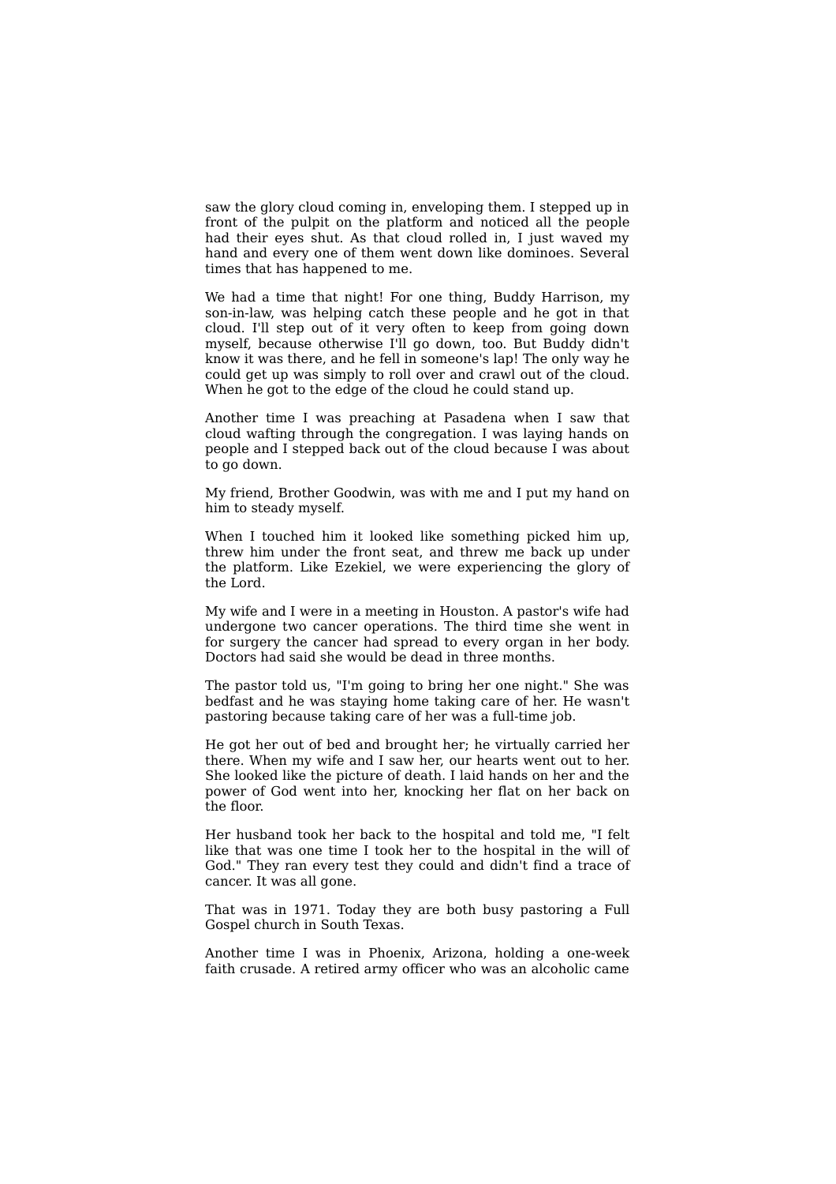saw the glory cloud coming in, enveloping them. I stepped up in front of the pulpit on the platform and noticed all the people had their eyes shut. As that cloud rolled in, I just waved my hand and every one of them went down like dominoes. Several times that has happened to me.

We had a time that night! For one thing, Buddy Harrison, my son-in-law, was helping catch these people and he got in that cloud. I'll step out of it very often to keep from going down myself, because otherwise I'll go down, too. But Buddy didn't know it was there, and he fell in someone's lap! The only way he could get up was simply to roll over and crawl out of the cloud. When he got to the edge of the cloud he could stand up.

Another time I was preaching at Pasadena when I saw that cloud wafting through the congregation. I was laying hands on people and I stepped back out of the cloud because I was about to go down.

My friend, Brother Goodwin, was with me and I put my hand on him to steady myself.

When I touched him it looked like something picked him up, threw him under the front seat, and threw me back up under the platform. Like Ezekiel, we were experiencing the glory of the Lord.

My wife and I were in a meeting in Houston. A pastor's wife had undergone two cancer operations. The third time she went in for surgery the cancer had spread to every organ in her body. Doctors had said she would be dead in three months.

The pastor told us, "I'm going to bring her one night." She was bedfast and he was staying home taking care of her. He wasn't pastoring because taking care of her was a full-time job.

He got her out of bed and brought her; he virtually carried her there. When my wife and I saw her, our hearts went out to her. She looked like the picture of death. I laid hands on her and the power of God went into her, knocking her flat on her back on the floor.

Her husband took her back to the hospital and told me, "I felt like that was one time I took her to the hospital in the will of God." They ran every test they could and didn't find a trace of cancer. It was all gone.

That was in 1971. Today they are both busy pastoring a Full Gospel church in South Texas.

Another time I was in Phoenix, Arizona, holding a one-week faith crusade. A retired army officer who was an alcoholic came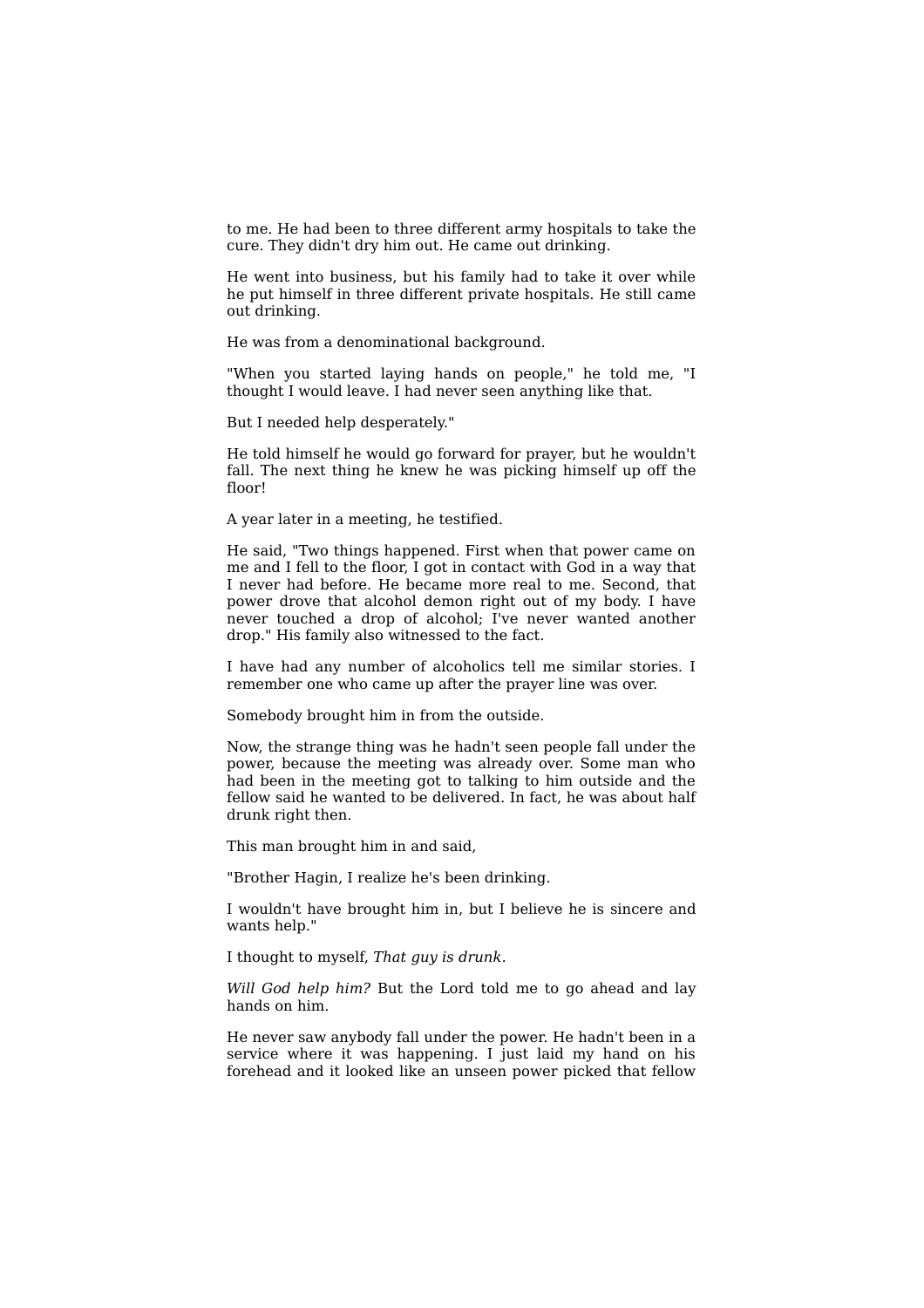to me. He had been to three different army hospitals to take the cure. They didn't dry him out. He came out drinking.

He went into business, but his family had to take it over while he put himself in three different private hospitals. He still came out drinking.

He was from a denominational background.

"When you started laying hands on people," he told me, "I thought I would leave. I had never seen anything like that.

But I needed help desperately."

He told himself he would go forward for prayer, but he wouldn't fall. The next thing he knew he was picking himself up off the floor!

A year later in a meeting, he testified.

He said, "Two things happened. First when that power came on me and I fell to the floor, I got in contact with God in a way that I never had before. He became more real to me. Second, that power drove that alcohol demon right out of my body. I have never touched a drop of alcohol; I've never wanted another drop." His family also witnessed to the fact.

I have had any number of alcoholics tell me similar stories. I remember one who came up after the prayer line was over.

Somebody brought him in from the outside.

Now, the strange thing was he hadn't seen people fall under the power, because the meeting was already over. Some man who had been in the meeting got to talking to him outside and the fellow said he wanted to be delivered. In fact, he was about half drunk right then.

This man brought him in and said,

"Brother Hagin, I realize he's been drinking.

I wouldn't have brought him in, but I believe he is sincere and wants help."

I thought to myself, *That guy is drunk*.

*Will God help him?* But the Lord told me to go ahead and lay hands on him.

He never saw anybody fall under the power. He hadn't been in a service where it was happening. I just laid my hand on his forehead and it looked like an unseen power picked that fellow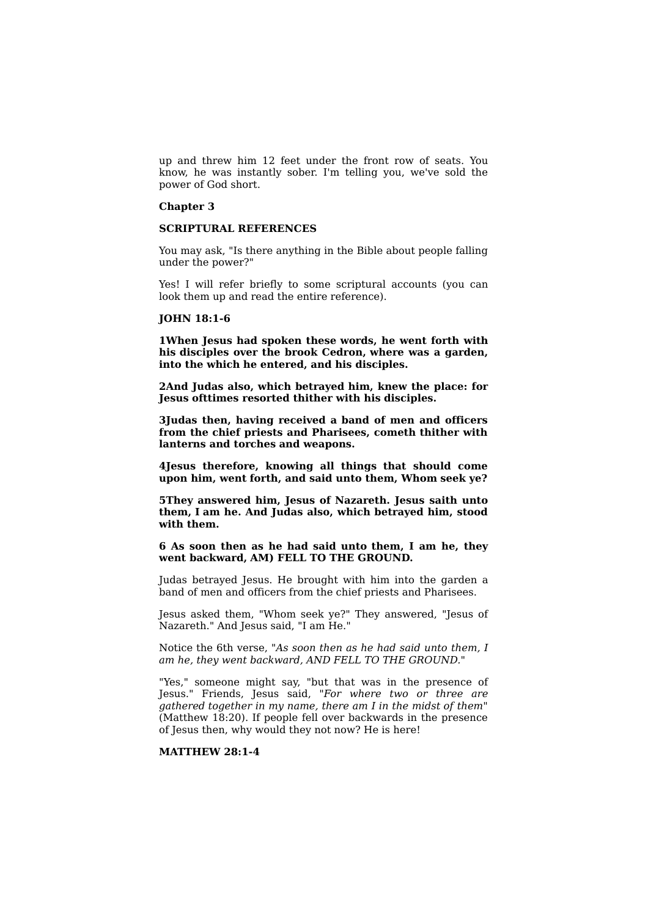up and threw him 12 feet under the front row of seats. You know, he was instantly sober. I'm telling you, we've sold the power of God short.

## Chapter 3

### SCRIPTURAL REFERENCES

You may ask, "Is there anything in the Bible about people falling under the power?"

Yes! I will refer briefly to some scriptural accounts (you can look them up and read the entire reference).

**JOHN 18:1-6**

**1When Jesus had spoken these words, he went forth with his disciples over the brook Cedron, where was a garden, into the which he entered, and his disciples.**

**2And Judas also, which betrayed him, knew the place: for Jesus ofttimes resorted thither with his disciples.**

**3Judas then, having received a band of men and officers from the chief priests and Pharisees, cometh thither with lanterns and torches and weapons.**

**4Jesus therefore, knowing all things that should come upon him, went forth, and said unto them, Whom seek ye?**

**5They answered him, Jesus of Nazareth. Jesus saith unto them, I am he. And Judas also, which betrayed him, stood with them.**

**6 As soon then as he had said unto them, I am he, they went backward, AM) FELL TO THE GROUND.**

Judas betrayed Jesus. He brought with him into the garden a band of men and officers from the chief priests and Pharisees.

Jesus asked them, "Whom seek ye?" They answered, "Jesus of Nazareth." And Jesus said, "I am He."

Notice the 6th verse, "*As soon then as he had said unto them, I am he, they went backward, AND FELL TO THE GROUND.*"

"Yes," someone might say, "but that was in the presence of Jesus." Friends, Jesus said, "*For where two or three are gathered together in my name, there am I in the midst of them*" (Matthew 18:20). If people fell over backwards in the presence of Jesus then, why would they not now? He is here!

**MATTHEW 28:1-4**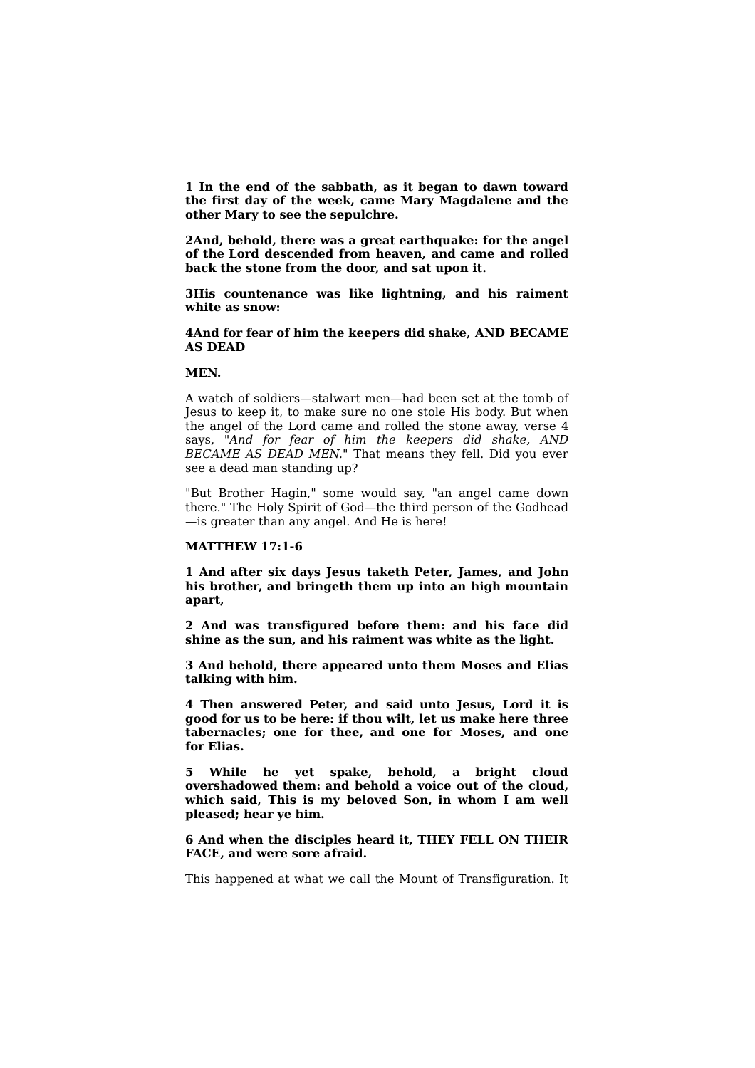**1 In the end of the sabbath, as it began to dawn toward the first day of the week, came Mary Magdalene and the other Mary to see the sepulchre.**

**2And, behold, there was a great earthquake: for the angel of the Lord descended from heaven, and came and rolled back the stone from the door, and sat upon it.**

**3His countenance was like lightning, and his raiment white as snow:**

**4And for fear of him the keepers did shake, AND BECAME AS DEAD**

**MEN.**

A watch of soldiers—stalwart men—had been set at the tomb of Jesus to keep it, to make sure no one stole His body. But when the angel of the Lord came and rolled the stone away, verse 4 says, "*And for fear of him the keepers did shake, AND BECAME AS DEAD MEN.*" That means they fell. Did you ever see a dead man standing up?

"But Brother Hagin," some would say, "an angel came down there." The Holy Spirit of God—the third person of the Godhead—is greater than any angel. And He is here!

**MATTHEW 17:1-6**

**1 And after six days Jesus taketh Peter, James, and John his brother, and bringeth them up into an high mountain apart,**

**2 And was transfigured before them: and his face did shine as the sun, and his raiment was white as the light.**

**3 And behold, there appeared unto them Moses and Elias talking with him.**

**4 Then answered Peter, and said unto Jesus, Lord it is good for us to be here: if thou wilt, let us make here three tabernacles; one for thee, and one for Moses, and one for Elias.**

**5 While he yet spake, behold, a bright cloud overshadowed them: and behold a voice out of the cloud, which said, This is my beloved Son, in whom I am well pleased; hear ye him.**

**6 And when the disciples heard it, THEY FELL ON THEIR FACE, and were sore afraid.**

This happened at what we call the Mount of Transfiguration. It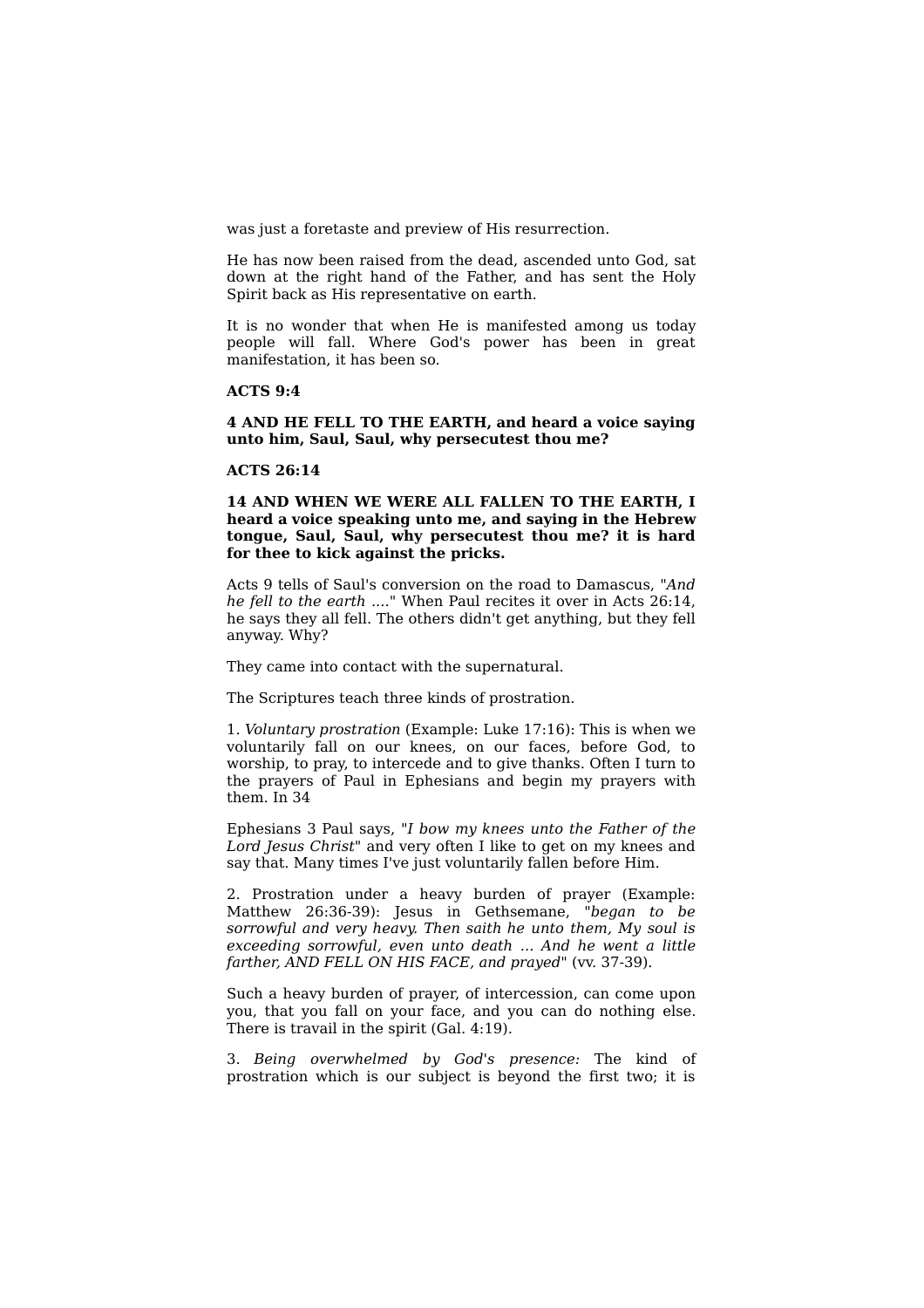was just a foretaste and preview of His resurrection.

He has now been raised from the dead, ascended unto God, sat down at the right hand of the Father, and has sent the Holy Spirit back as His representative on earth.

It is no wonder that when He is manifested among us today people will fall. Where God's power has been in great manifestation, it has been so.

**ACTS 9:4**

**4 AND HE FELL TO THE EARTH, and heard a voice saying unto him, Saul, Saul, why persecutest thou me?**

**ACTS 26:14**

**14 AND WHEN WE WERE ALL FALLEN TO THE EARTH, I heard a voice speaking unto me, and saying in the Hebrew tongue, Saul, Saul, why persecutest thou me? it is hard for thee to kick against the pricks.**

Acts 9 tells of Saul's conversion on the road to Damascus, "*And he fell to the earth ....*" When Paul recites it over in Acts 26:14, he says they all fell. The others didn't get anything, but they fell anyway. Why?

They came into contact with the supernatural.

The Scriptures teach three kinds of prostration.

1. *Voluntary prostration* (Example: Luke 17:16): This is when we voluntarily fall on our knees, on our faces, before God, to worship, to pray, to intercede and to give thanks. Often I turn to the prayers of Paul in Ephesians and begin my prayers with them. In

Ephesians 3 Paul says, "*I bow my knees unto the Father of the Lord Jesus Christ*" and very often I like to get on my knees and say that. Many times I've just voluntarily fallen before Him.

2. Prostration under a heavy burden of prayer (Example: Matthew 26:36-39): Jesus in Gethsemane, "*began to be sorrowful and very heavy. Then saith he unto them, My soul is exceeding sorrowful, even unto death ... And he went a little farther, AND FELL ON HIS FACE, and prayed*" (vv. 37-39).

Such a heavy burden of prayer, of intercession, can come upon you, that you fall on your face, and you can do nothing else. There is travail in the spirit (Gal. 4:19).

3. *Being overwhelmed by God's presence:* The kind of prostration which is our subject is beyond the first two; it is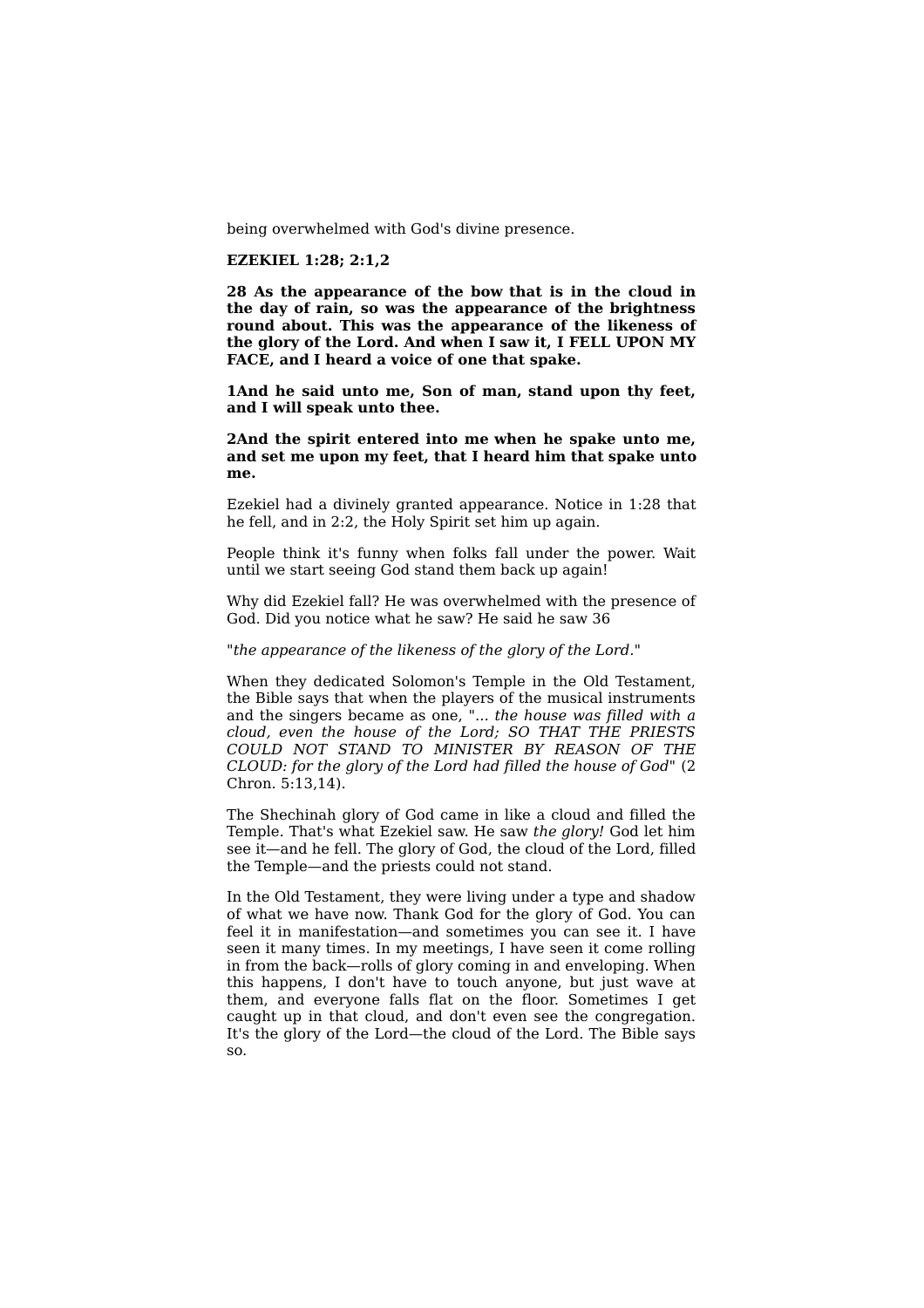being overwhelmed with God's divine presence.

**EZEKIEL 1:28; 2:1,2**

**28 As the appearance of the bow that is in the cloud in the day of rain, so was the appearance of the brightness round about. This was the appearance of the likeness of the glory of the Lord. And when I saw it, I FELL UPON MY FACE, and I heard a voice of one that spake.**

**1And he said unto me, Son of man, stand upon thy feet, and I will speak unto thee.**

**2And the spirit entered into me when he spake unto me, and set me upon my feet, that I heard him that spake unto me.**

Ezekiel had a divinely granted appearance. Notice in 1:28 that he fell, and in 2:2, the Holy Spirit set him up again.

People think it's funny when folks fall under the power. Wait until we start seeing God stand them back up again!

Why did Ezekiel fall? He was overwhelmed with the presence of God. Did you notice what he saw? He said he saw 36

"*the appearance of the likeness of the glory of the Lord.*"

When they dedicated Solomon's Temple in the Old Testament, the Bible says that when the players of the musical instruments and the singers became as one, "*... the house was filled with a cloud, even the house of the Lord; SO THAT THE PRIESTS COULD NOT STAND TO MINISTER BY REASON OF THE CLOUD: for the glory of the Lord had filled the house of God*" (2 Chron. 5:13,14).

The Shechinah glory of God came in like a cloud and filled the Temple. That's what Ezekiel saw. He saw *the glory!* God let him see it—and he fell. The glory of God, the cloud of the Lord, filled the Temple—and the priests could not stand.

In the Old Testament, they were living under a type and shadow of what we have now. Thank God for the glory of God. You can feel it in manifestation—and sometimes you can see it. I have seen it many times. In my meetings, I have seen it come rolling in from the back—rolls of glory coming in and enveloping. When this happens, I don't have to touch anyone, but just wave at them, and everyone falls flat on the floor. Sometimes I get caught up in that cloud, and don't even see the congregation. It's the glory of the Lord—the cloud of the Lord. The Bible says so.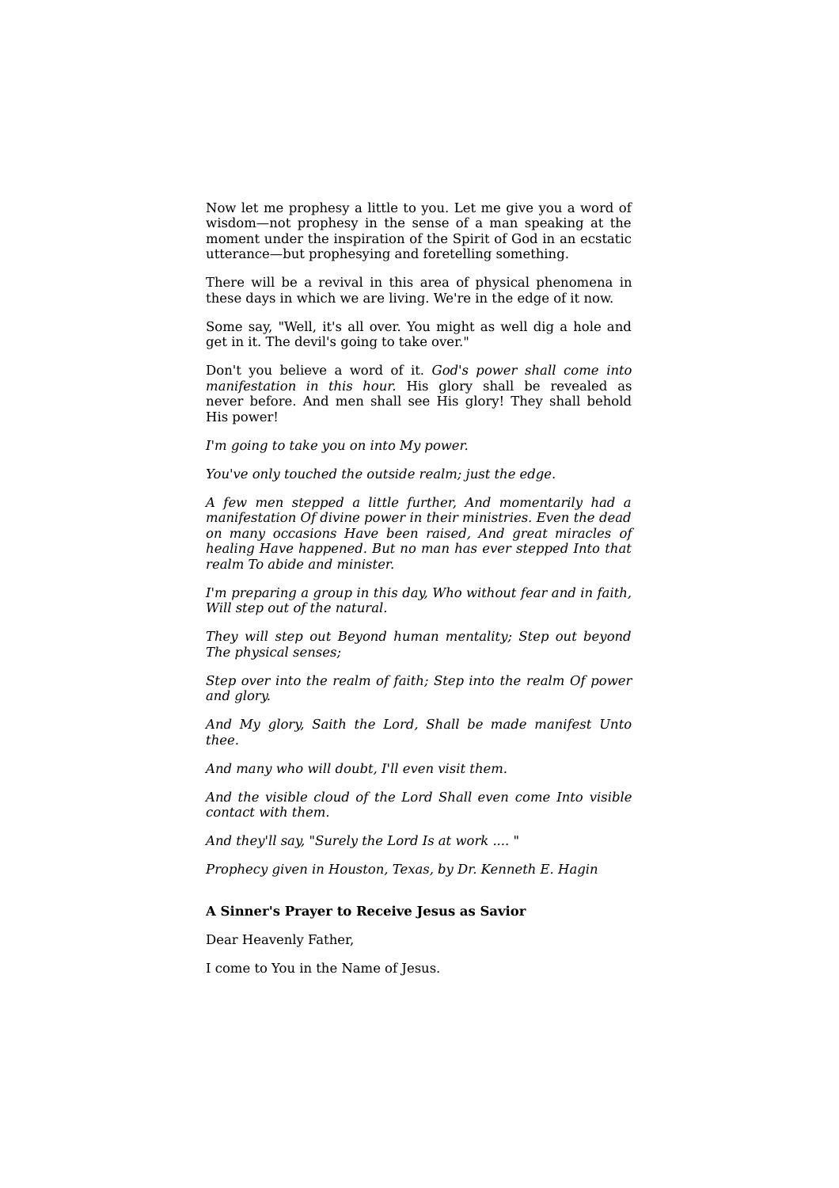Now let me prophesy a little to you. Let me give you a word of wisdom—not prophesy in the sense of a man speaking at the moment under the inspiration of the Spirit of God in an ecstatic utterance—but prophesying and foretelling something.

There will be a revival in this area of physical phenomena in these days in which we are living. We're in the edge of it now.

Some say, "Well, it's all over. You might as well dig a hole and get in it. The devil's going to take over."

Don't you believe a word of it. *God's power shall come into manifestation in this hour.* His glory shall be revealed as never before. And men shall see His glory! They shall behold His power!

*I'm going to take you on into My power.*

*You've only touched the outside realm; just the edge.*

*A few men stepped a little further, And momentarily had a manifestation Of divine power in their ministries. Even the dead on many occasions Have been raised, And great miracles of healing Have happened. But no man has ever stepped Into that realm To abide and minister.*

*I'm preparing a group in this day, Who without fear and in faith, Will step out of the natural.*

*They will step out Beyond human mentality; Step out beyond The physical senses;*

*Step over into the realm of faith; Step into the realm Of power and glory.*

*And My glory, Saith the Lord, Shall be made manifest Unto thee.*

*And many who will doubt, I'll even visit them.*

*And the visible cloud of the Lord Shall even come Into visible contact with them.*

*And they'll say, "Surely the Lord Is at work .... "*

*Prophecy given in Houston, Texas, by Dr. Kenneth E. Hagin*

**A Sinner's Prayer to Receive Jesus as Savior**

Dear Heavenly Father,

I come to You in the Name of Jesus.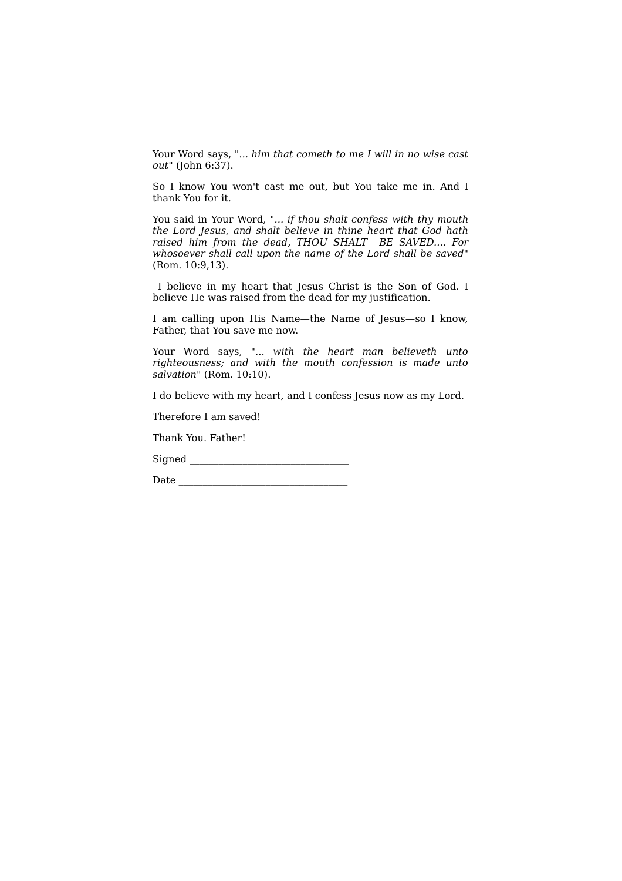Your Word says, "*... him that cometh to me I will in no wise cast out*" (John 6:37).

So I know You won't cast me out, but You take me in. And I thank You for it.

You said in Your Word, "*... if thou shalt confess with thy mouth the Lord Jesus, and shalt believe in thine heart that God hath raised him from the dead, THOU SHALT BE SAVED.... For whosoever shall call upon the name of the Lord shall be saved*" (Rom. 10:9,13).

I believe in my heart that Jesus Christ is the Son of God. I believe He was raised from the dead for my justification.

I am calling upon His Name—the Name of Jesus—so I know, Father, that You save me now.

Your Word says, "*... with the heart man believeth unto righteousness; and with the mouth confession is made unto salvation*" (Rom. 10:10).

I do believe with my heart, and I confess Jesus now as my Lord.

Therefore I am saved!

Thank You. Father!

Signed ________________________________

Date __________________________________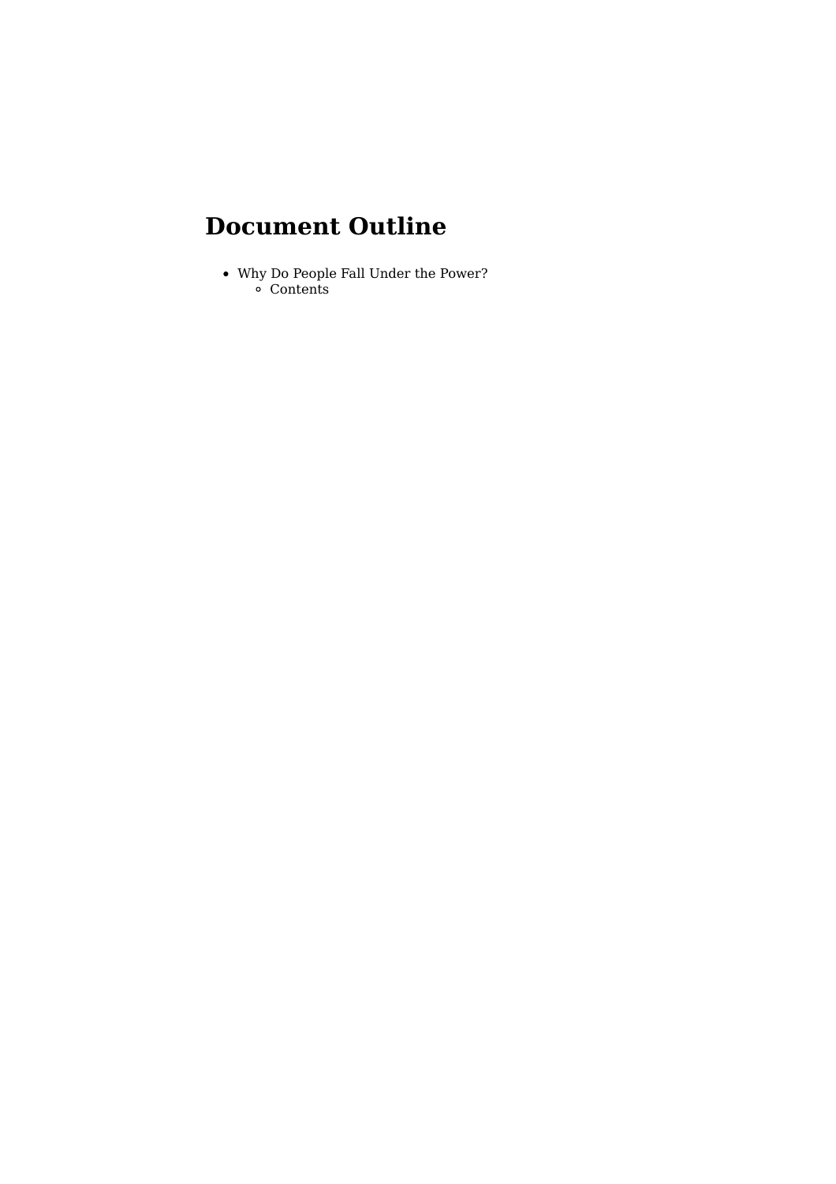# Document Outline

- Why Do People Fall Under the Power?
  - Contents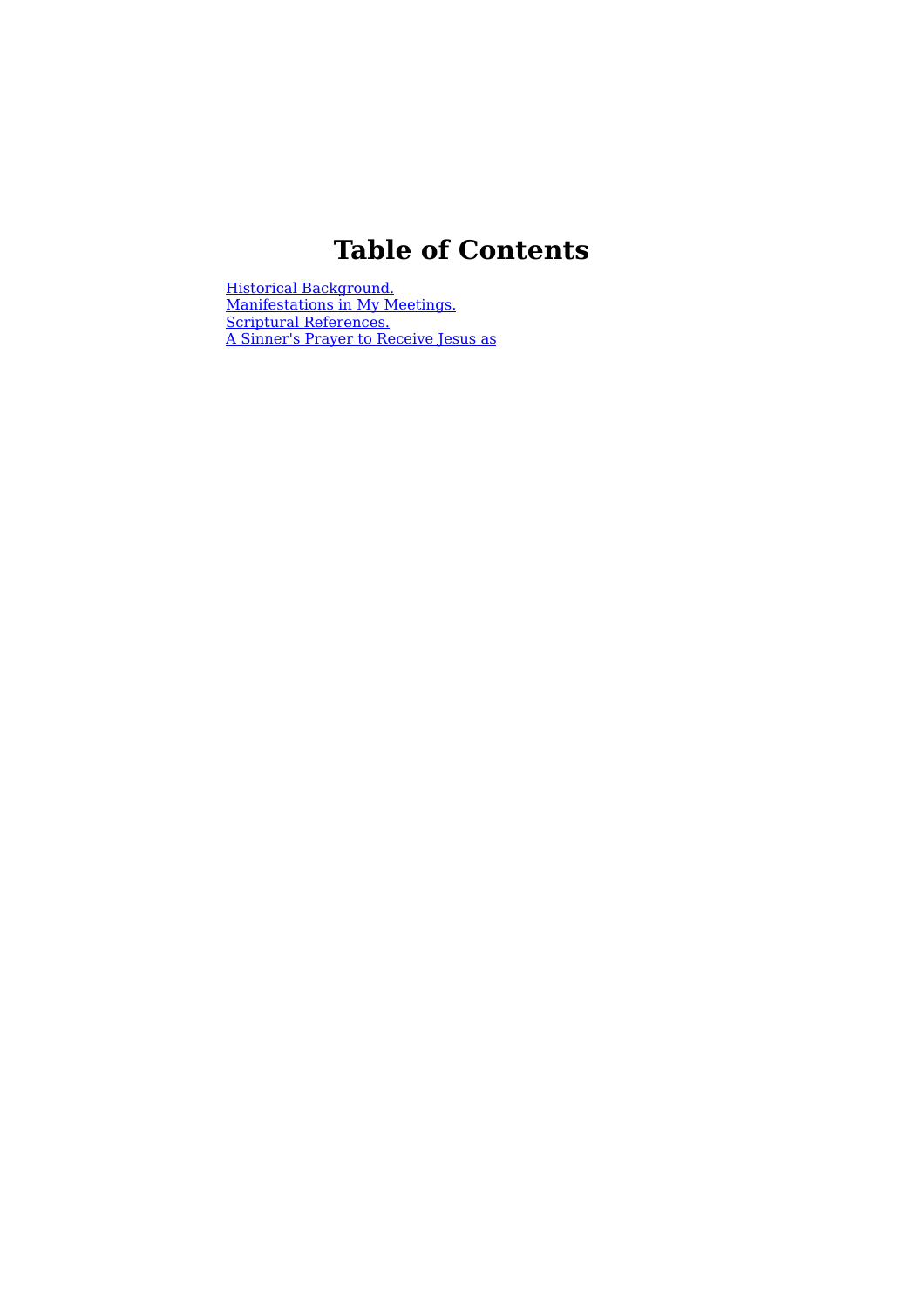# Table of Contents

Historical Background.
Manifestations in My Meetings.
Scriptural References.
A Sinner's Prayer to Receive Jesus as